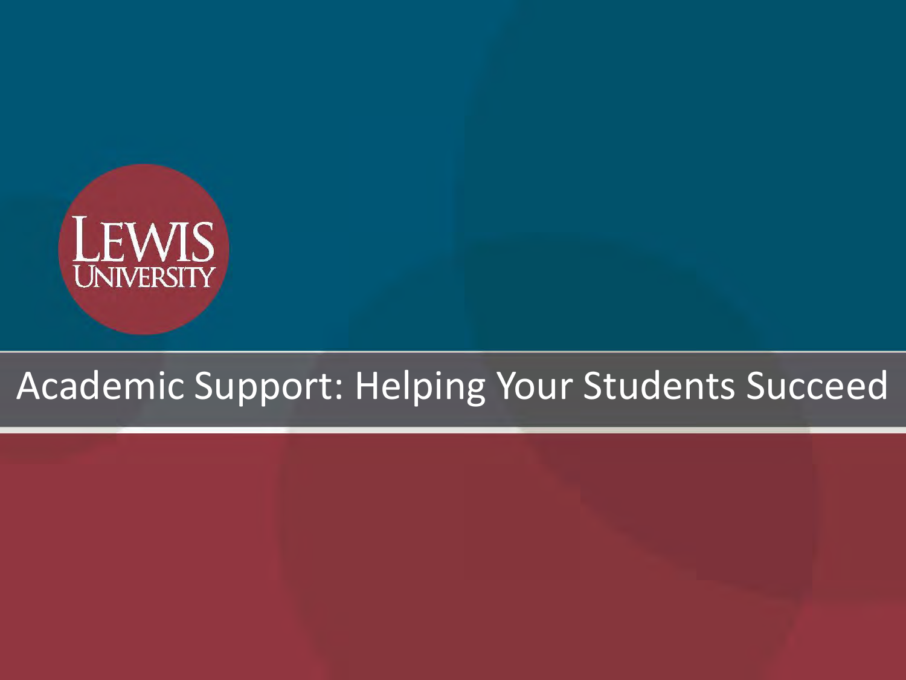LEWIS UNIVERSITY

# Academic Support: Helping Your Students Succeed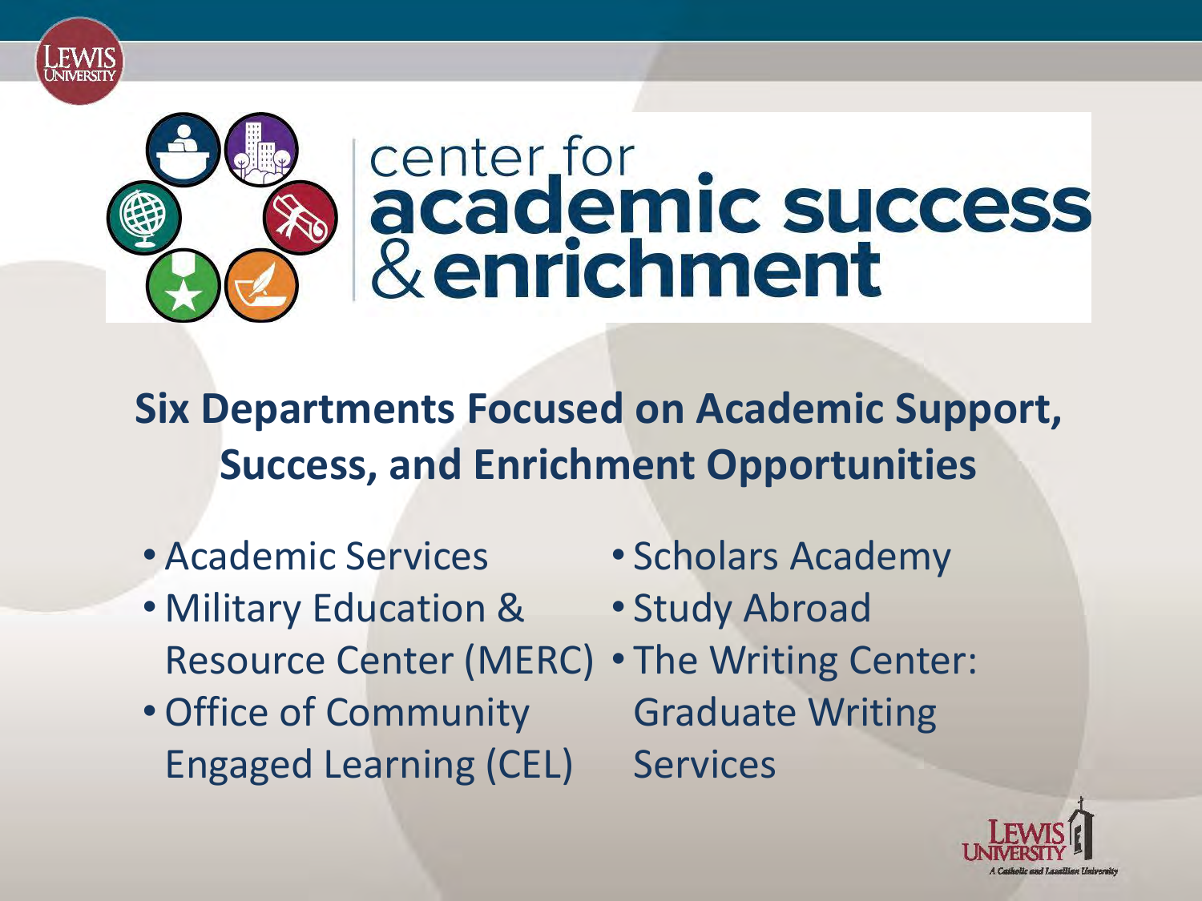# center for academic success & enrichment

## Six Departments Focused on Academic Support, Success, and Enrichment Opportunities

- Academic Services
- Military Education & Resource Center (MERC)
- Office of Community Engaged Learning (CEL)
- Scholars Academy
- Study Abroad
- The Writing Center: Graduate Writing Services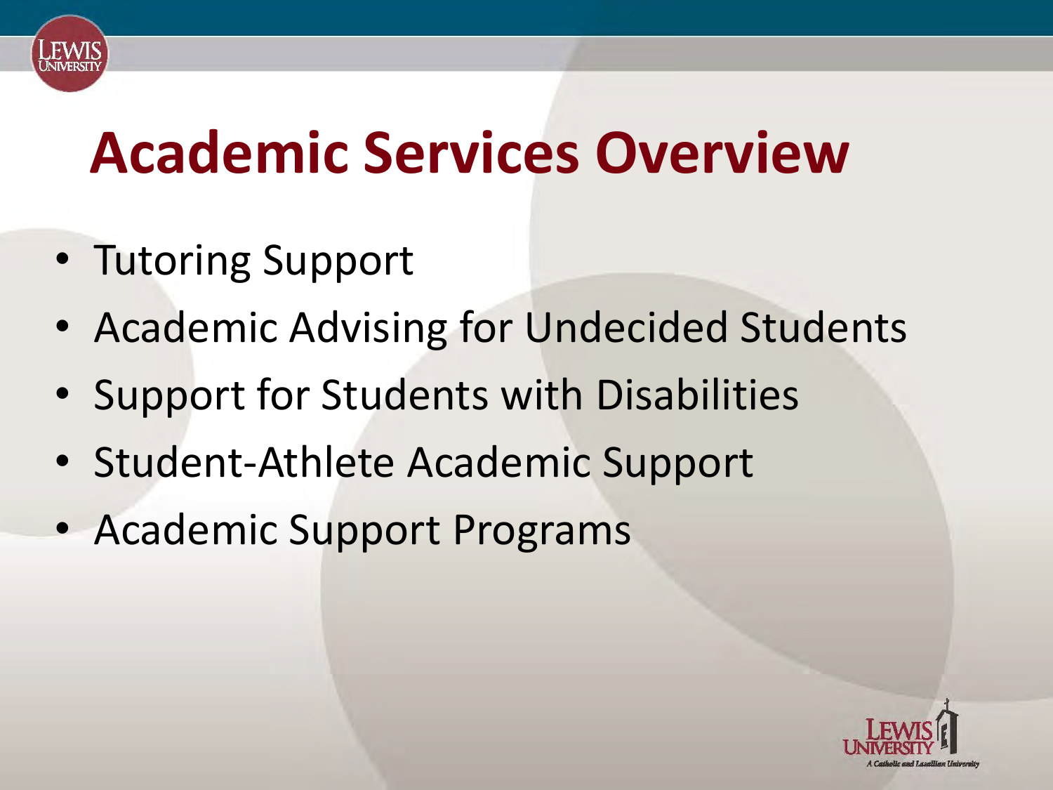# Academic Services Overview

- Tutoring Support
- Academic Advising for Undecided Students
- Support for Students with Disabilities
- Student-Athlete Academic Support
- Academic Support Programs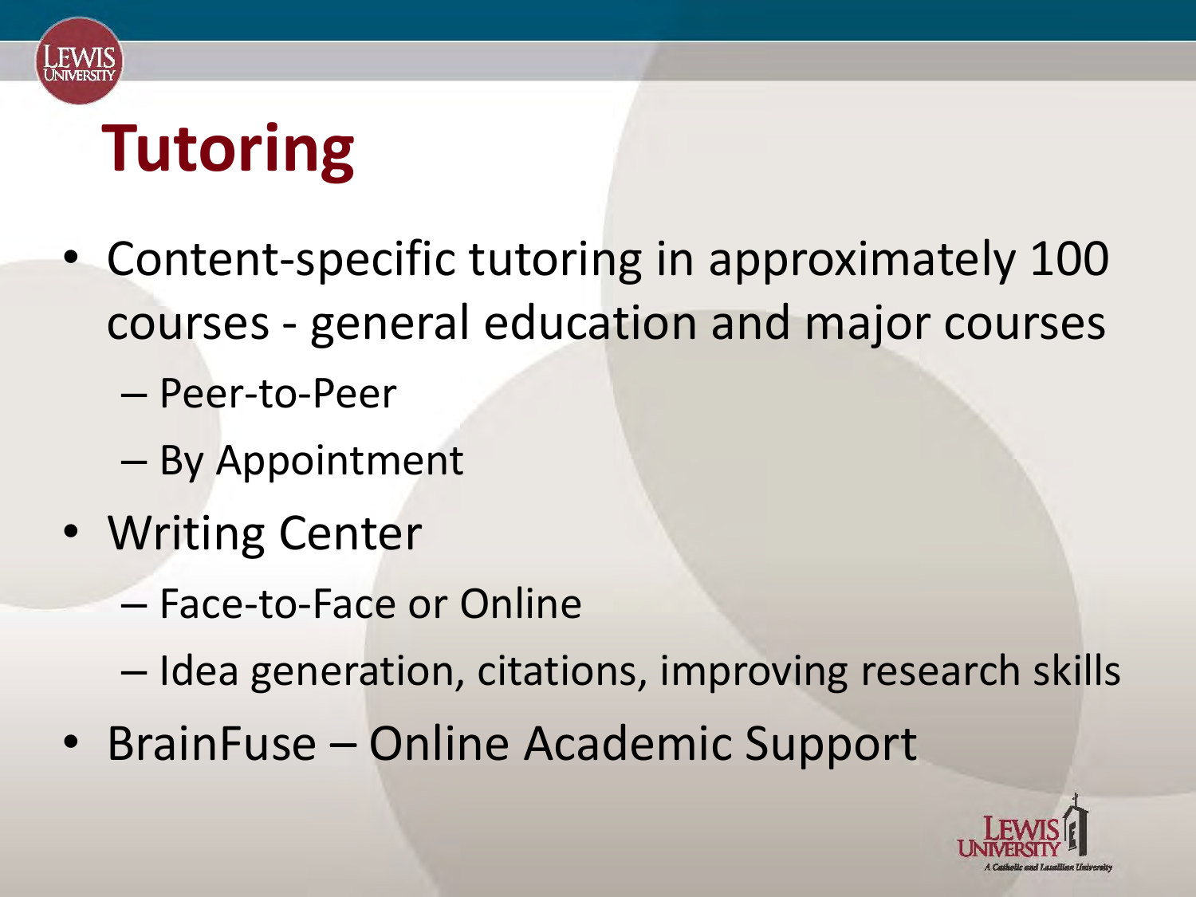# Tutoring

- Content-specific tutoring in approximately 100 courses - general education and major courses
  - Peer-to-Peer
  - By Appointment
- Writing Center
  - Face-to-Face or Online
  - Idea generation, citations, improving research skills
- BrainFuse – Online Academic Support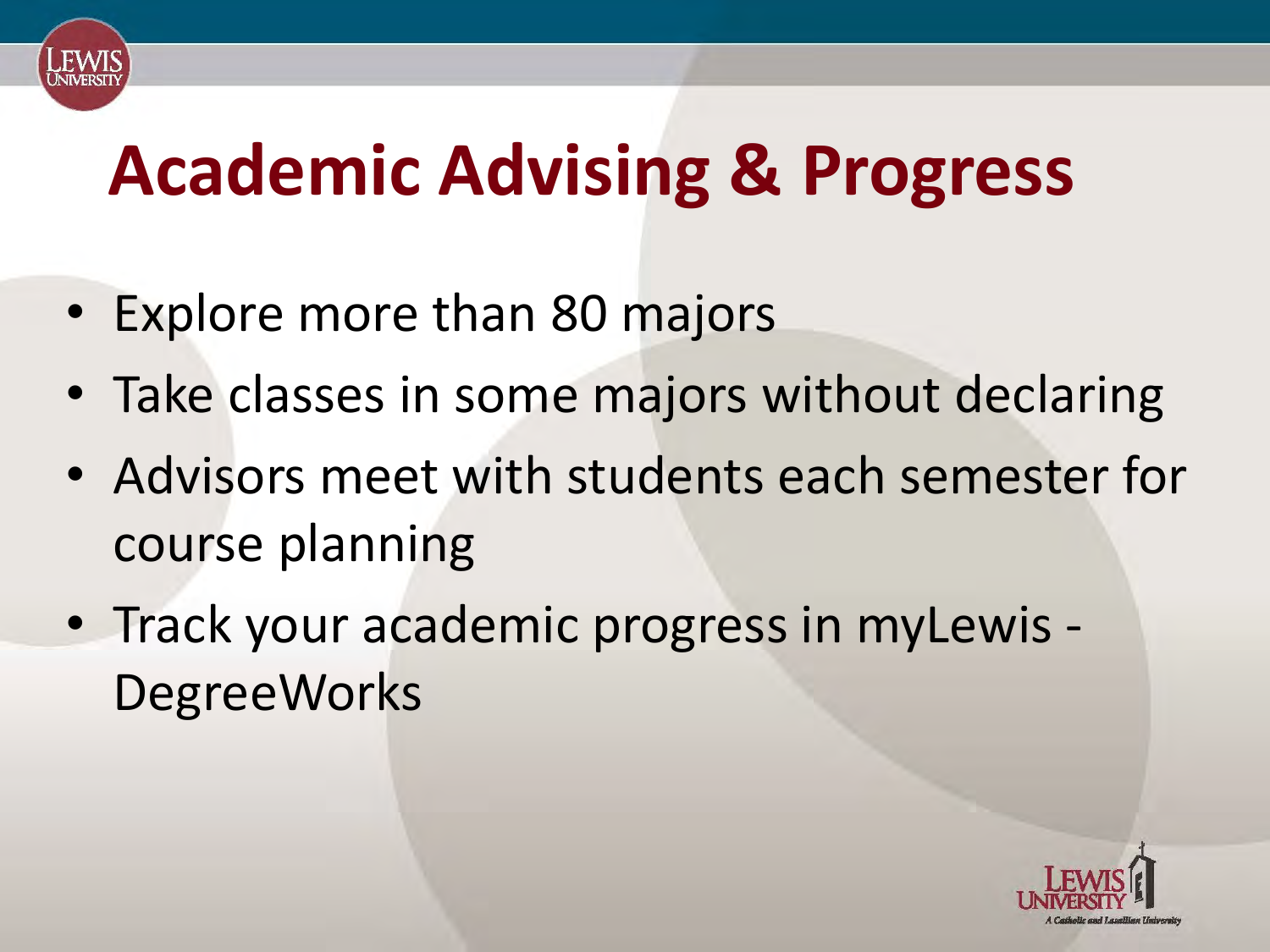# Academic Advising & Progress

- Explore more than 80 majors
- Take classes in some majors without declaring
- Advisors meet with students each semester for course planning
- Track your academic progress in myLewis - DegreeWorks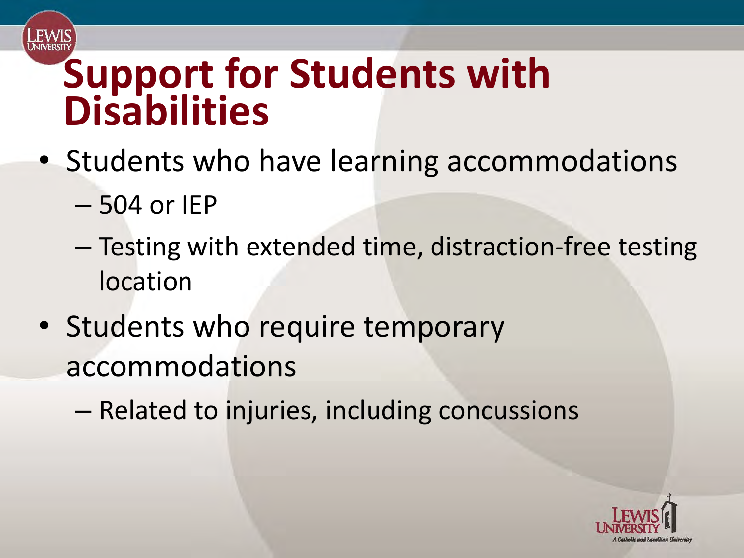# Support for Students with Disabilities

- Students who have learning accommodations
  - 504 or IEP
  - Testing with extended time, distraction-free testing location
- Students who require temporary accommodations
  - Related to injuries, including concussions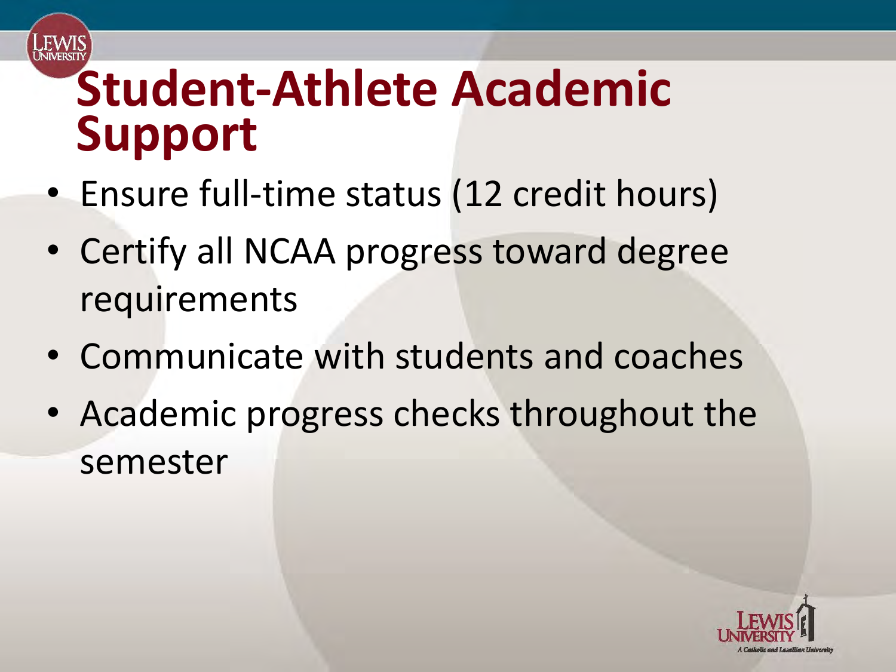# Student-Athlete Academic Support

- Ensure full-time status (12 credit hours)
- Certify all NCAA progress toward degree requirements
- Communicate with students and coaches
- Academic progress checks throughout the semester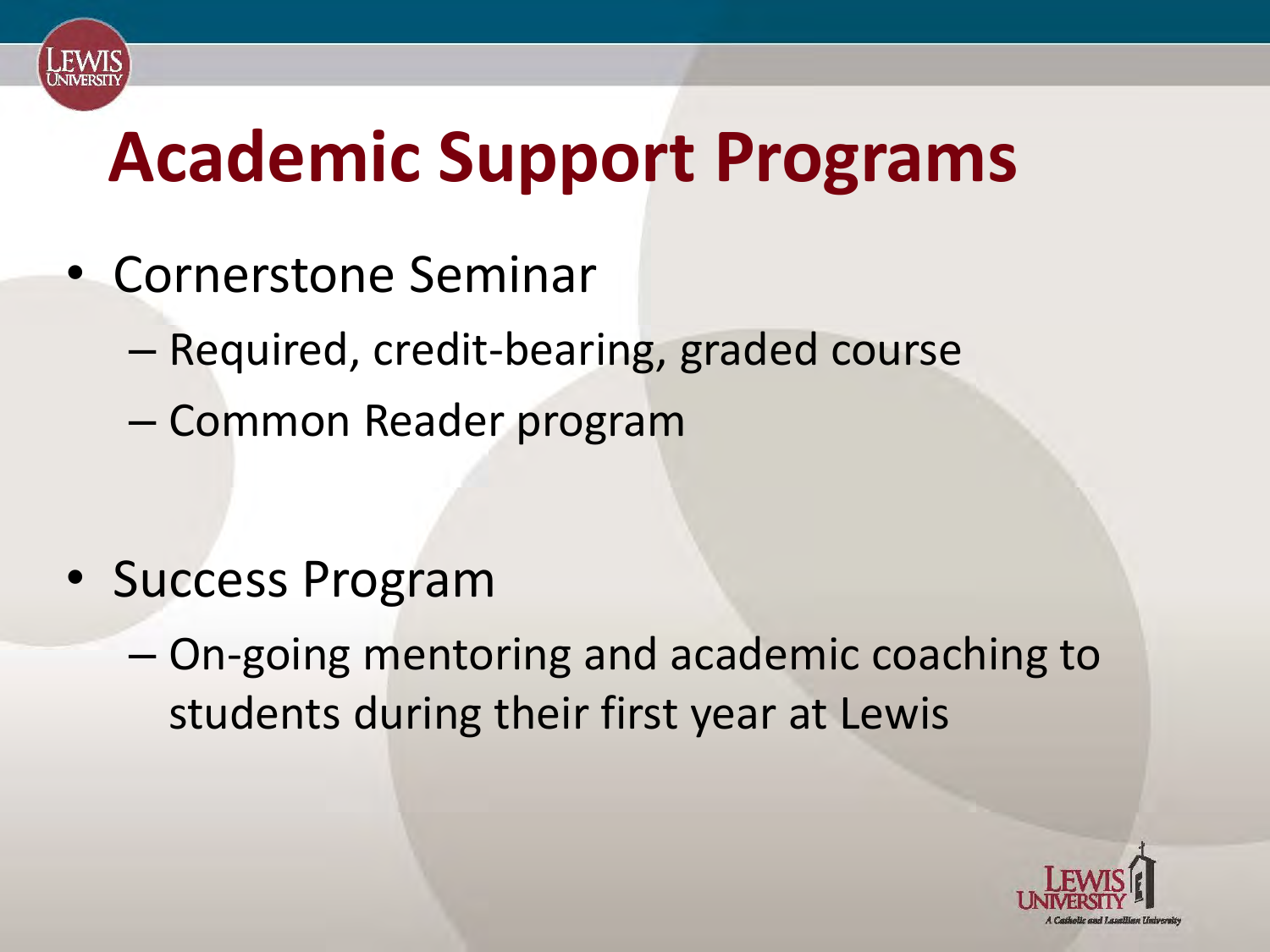# Academic Support Programs

- Cornerstone Seminar
  - Required, credit-bearing, graded course
  - Common Reader program

- Success Program
  - On-going mentoring and academic coaching to students during their first year at Lewis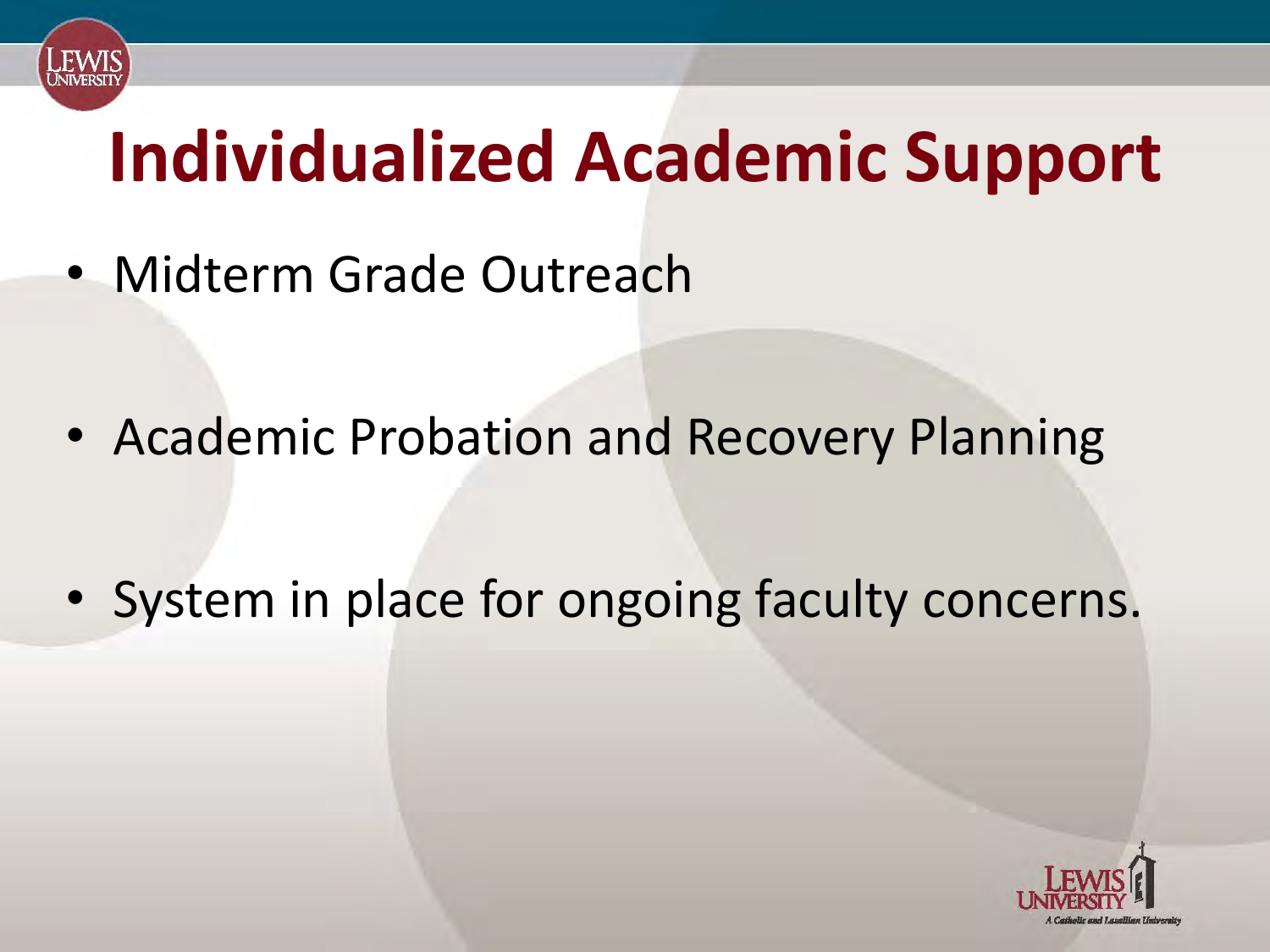# Individualized Academic Support

- Midterm Grade Outreach
- Academic Probation and Recovery Planning
- System in place for ongoing faculty concerns.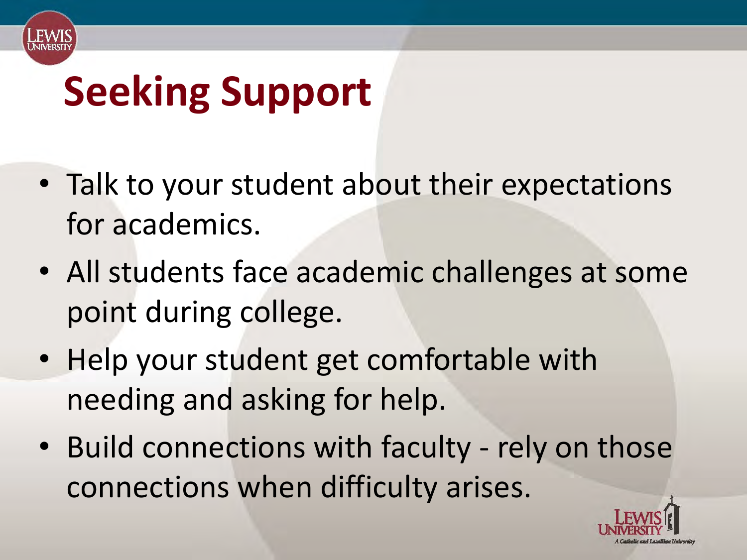# Seeking Support

- Talk to your student about their expectations for academics.
- All students face academic challenges at some point during college.
- Help your student get comfortable with needing and asking for help.
- Build connections with faculty - rely on those connections when difficulty arises.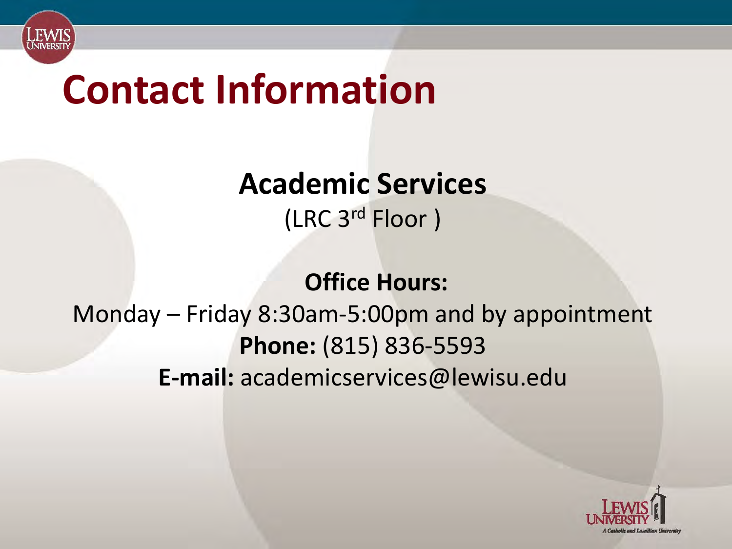# Contact Information

**Academic Services**

(LRC 3rd Floor )

**Office Hours:**

Monday – Friday 8:30am-5:00pm and by appointment

**Phone:** (815) 836-5593

**E-mail:** academicservices@lewisu.edu